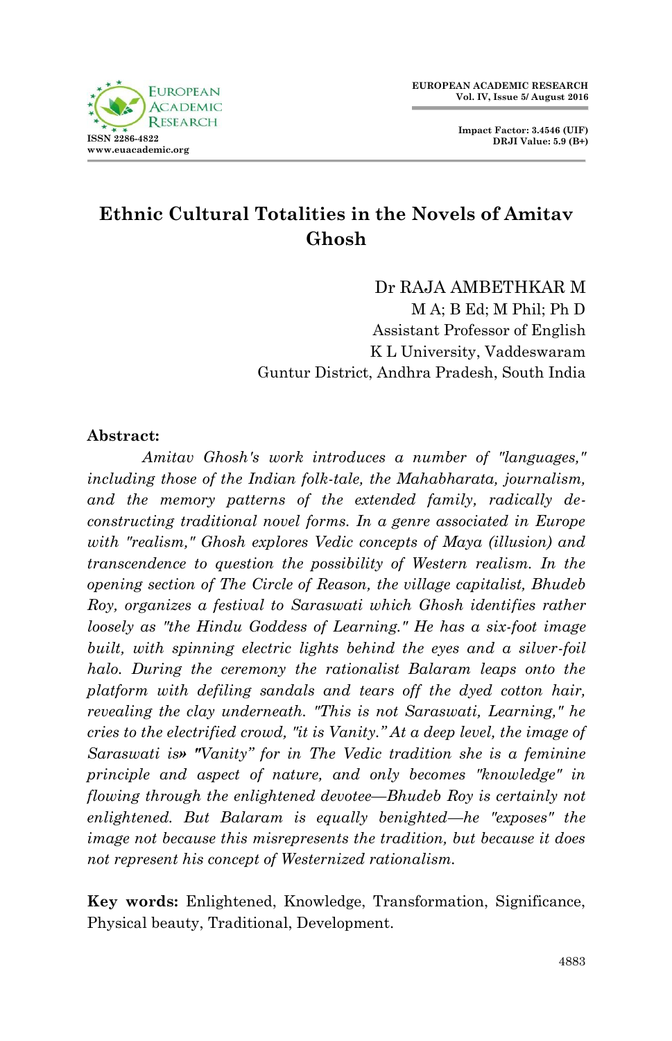# Ethnic Cultural Totalities in the Novels of Amitav Ghosh

Dr RAJA AMBETHKAR M  
M A; B Ed; M Phil; Ph D  
Assistant Professor of English  
K L University, Vaddeswaram  
Guntur District, Andhra Pradesh, South India

**Abstract:**

*Amitav Ghosh's work introduces a number of "languages," including those of the Indian folk-tale, the Mahabharata, journalism, and the memory patterns of the extended family, radically de-constructing traditional novel forms. In a genre associated in Europe with "realism," Ghosh explores Vedic concepts of Maya (illusion) and transcendence to question the possibility of Western realism. In the opening section of The Circle of Reason, the village capitalist, Bhudeb Roy, organizes a festival to Saraswati which Ghosh identifies rather loosely as "the Hindu Goddess of Learning." He has a six-foot image built, with spinning electric lights behind the eyes and a silver-foil halo. During the ceremony the rationalist Balaram leaps onto the platform with defiling sandals and tears off the dyed cotton hair, revealing the clay underneath. "This is not Saraswati, Learning," he cries to the electrified crowd, "it is Vanity." At a deep level, the image of Saraswati is» "Vanity" for in The Vedic tradition she is a feminine principle and aspect of nature, and only becomes "knowledge" in flowing through the enlightened devotee—Bhudeb Roy is certainly not enlightened. But Balaram is equally benighted—he "exposes" the image not because this misrepresents the tradition, but because it does not represent his concept of Westernized rationalism.*

**Key words:** Enlightened, Knowledge, Transformation, Significance, Physical beauty, Traditional, Development.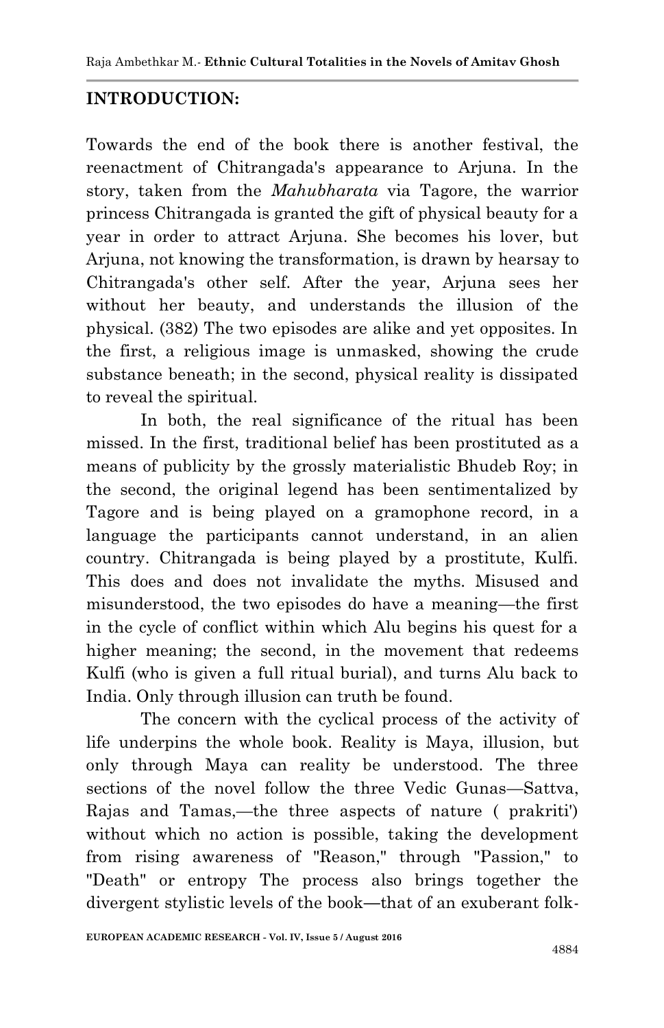## INTRODUCTION:

Towards the end of the book there is another festival, the reenactment of Chitrangada's appearance to Arjuna. In the story, taken from the *Mahubharata* via Tagore, the warrior princess Chitrangada is granted the gift of physical beauty for a year in order to attract Arjuna. She becomes his lover, but Arjuna, not knowing the transformation, is drawn by hearsay to Chitrangada's other self. After the year, Arjuna sees her without her beauty, and understands the illusion of the physical. (382) The two episodes are alike and yet opposites. In the first, a religious image is unmasked, showing the crude substance beneath; in the second, physical reality is dissipated to reveal the spiritual.

In both, the real significance of the ritual has been missed. In the first, traditional belief has been prostituted as a means of publicity by the grossly materialistic Bhudeb Roy; in the second, the original legend has been sentimentalized by Tagore and is being played on a gramophone record, in a language the participants cannot understand, in an alien country. Chitrangada is being played by a prostitute, Kulfi. This does and does not invalidate the myths. Misused and misunderstood, the two episodes do have a meaning—the first in the cycle of conflict within which Alu begins his quest for a higher meaning; the second, in the movement that redeems Kulfi (who is given a full ritual burial), and turns Alu back to India. Only through illusion can truth be found.

The concern with the cyclical process of the activity of life underpins the whole book. Reality is Maya, illusion, but only through Maya can reality be understood. The three sections of the novel follow the three Vedic Gunas—Sattva, Rajas and Tamas,—the three aspects of nature ( prakriti') without which no action is possible, taking the development from rising awareness of "Reason," through "Passion," to "Death" or entropy The process also brings together the divergent stylistic levels of the book—that of an exuberant folk-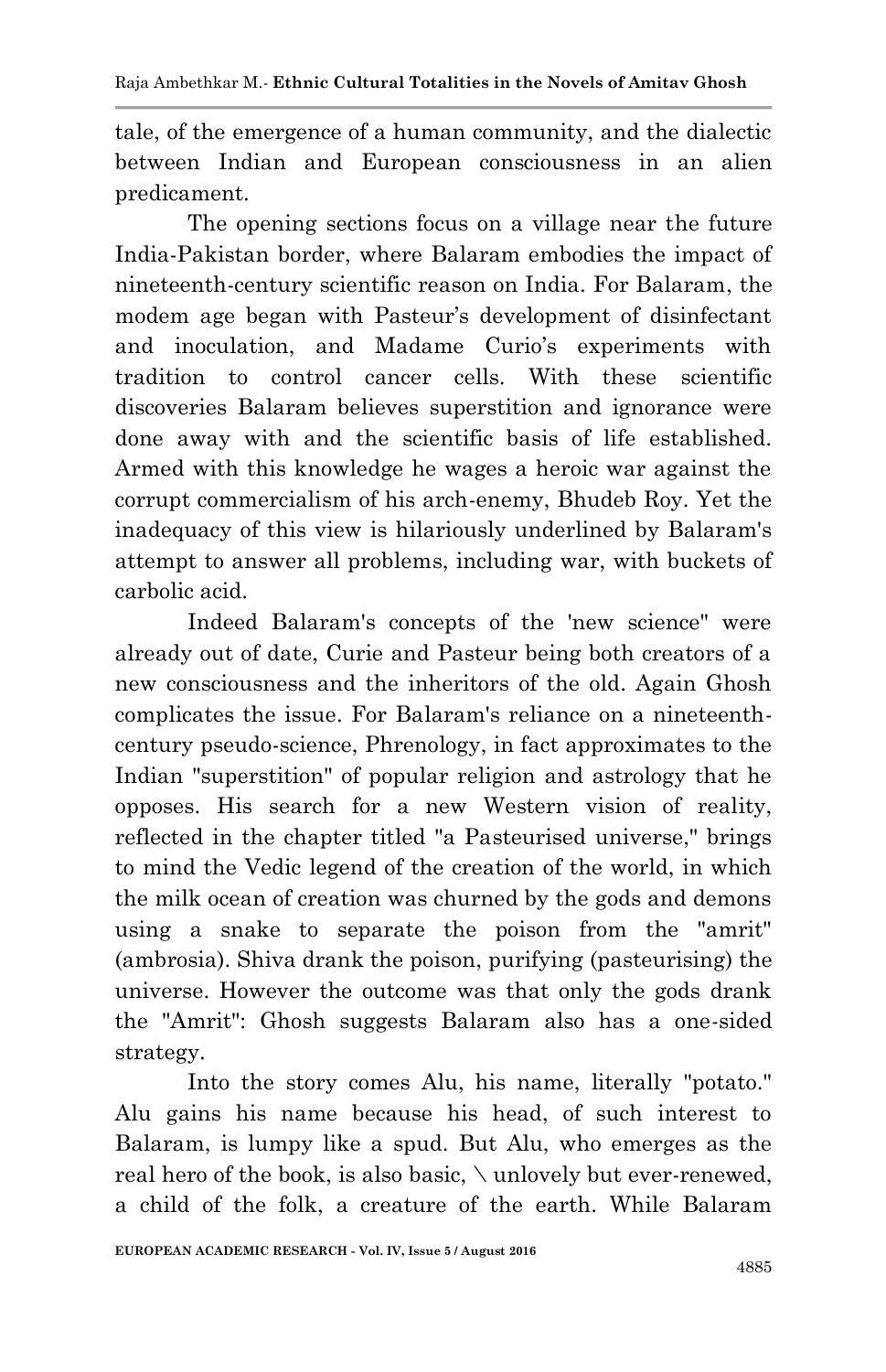tale, of the emergence of a human community, and the dialectic between Indian and European consciousness in an alien predicament.

The opening sections focus on a village near the future India-Pakistan border, where Balaram embodies the impact of nineteenth-century scientific reason on India. For Balaram, the modem age began with Pasteur's development of disinfectant and inoculation, and Madame Curio's experiments with tradition to control cancer cells. With these scientific discoveries Balaram believes superstition and ignorance were done away with and the scientific basis of life established. Armed with this knowledge he wages a heroic war against the corrupt commercialism of his arch-enemy, Bhudeb Roy. Yet the inadequacy of this view is hilariously underlined by Balaram's attempt to answer all problems, including war, with buckets of carbolic acid.

Indeed Balaram's concepts of the 'new science" were already out of date, Curie and Pasteur being both creators of a new consciousness and the inheritors of the old. Again Ghosh complicates the issue. For Balaram's reliance on a nineteenth-century pseudo-science, Phrenology, in fact approximates to the Indian "superstition" of popular religion and astrology that he opposes. His search for a new Western vision of reality, reflected in the chapter titled "a Pasteurised universe," brings to mind the Vedic legend of the creation of the world, in which the milk ocean of creation was churned by the gods and demons using a snake to separate the poison from the "amrit" (ambrosia). Shiva drank the poison, purifying (pasteurising) the universe. However the outcome was that only the gods drank the "Amrit": Ghosh suggests Balaram also has a one-sided strategy.

Into the story comes Alu, his name, literally "potato." Alu gains his name because his head, of such interest to Balaram, is lumpy like a spud. But Alu, who emerges as the real hero of the book, is also basic, \ unlovely but ever-renewed, a child of the folk, a creature of the earth. While Balaram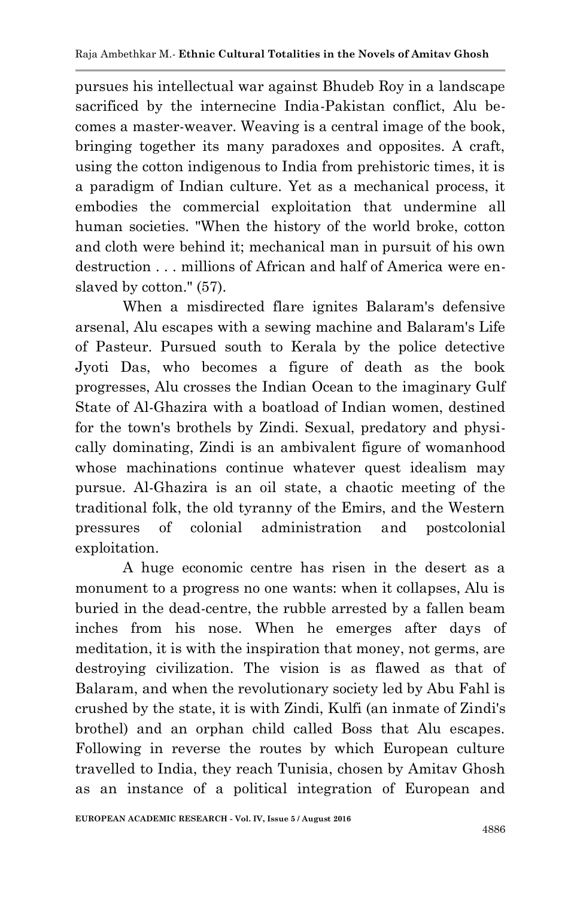pursues his intellectual war against Bhudeb Roy in a landscape sacrificed by the internecine India-Pakistan conflict, Alu becomes a master-weaver. Weaving is a central image of the book, bringing together its many paradoxes and opposites. A craft, using the cotton indigenous to India from prehistoric times, it is a paradigm of Indian culture. Yet as a mechanical process, it embodies the commercial exploitation that undermine all human societies. "When the history of the world broke, cotton and cloth were behind it; mechanical man in pursuit of his own destruction . . . millions of African and half of America were enslaved by cotton." (57).

When a misdirected flare ignites Balaram's defensive arsenal, Alu escapes with a sewing machine and Balaram's Life of Pasteur. Pursued south to Kerala by the police detective Jyoti Das, who becomes a figure of death as the book progresses, Alu crosses the Indian Ocean to the imaginary Gulf State of Al-Ghazira with a boatload of Indian women, destined for the town's brothels by Zindi. Sexual, predatory and physically dominating, Zindi is an ambivalent figure of womanhood whose machinations continue whatever quest idealism may pursue. Al-Ghazira is an oil state, a chaotic meeting of the traditional folk, the old tyranny of the Emirs, and the Western pressures of colonial administration and postcolonial exploitation.

A huge economic centre has risen in the desert as a monument to a progress no one wants: when it collapses, Alu is buried in the dead-centre, the rubble arrested by a fallen beam inches from his nose. When he emerges after days of meditation, it is with the inspiration that money, not germs, are destroying civilization. The vision is as flawed as that of Balaram, and when the revolutionary society led by Abu Fahl is crushed by the state, it is with Zindi, Kulfi (an inmate of Zindi's brothel) and an orphan child called Boss that Alu escapes. Following in reverse the routes by which European culture travelled to India, they reach Tunisia, chosen by Amitav Ghosh as an instance of a political integration of European and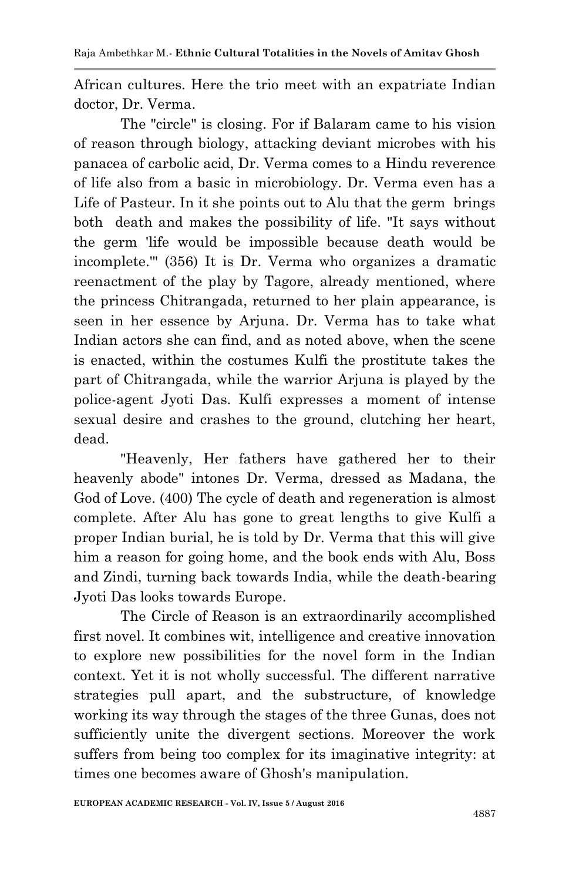African cultures. Here the trio meet with an expatriate Indian doctor, Dr. Verma.

The "circle" is closing. For if Balaram came to his vision of reason through biology, attacking deviant microbes with his panacea of carbolic acid, Dr. Verma comes to a Hindu reverence of life also from a basic in microbiology. Dr. Verma even has a Life of Pasteur. In it she points out to Alu that the germ brings both death and makes the possibility of life. "It says without the germ 'life would be impossible because death would be incomplete.'" (356) It is Dr. Verma who organizes a dramatic reenactment of the play by Tagore, already mentioned, where the princess Chitrangada, returned to her plain appearance, is seen in her essence by Arjuna. Dr. Verma has to take what Indian actors she can find, and as noted above, when the scene is enacted, within the costumes Kulfi the prostitute takes the part of Chitrangada, while the warrior Arjuna is played by the police-agent Jyoti Das. Kulfi expresses a moment of intense sexual desire and crashes to the ground, clutching her heart, dead.

"Heavenly, Her fathers have gathered her to their heavenly abode" intones Dr. Verma, dressed as Madana, the God of Love. (400) The cycle of death and regeneration is almost complete. After Alu has gone to great lengths to give Kulfi a proper Indian burial, he is told by Dr. Verma that this will give him a reason for going home, and the book ends with Alu, Boss and Zindi, turning back towards India, while the death-bearing Jyoti Das looks towards Europe.

The Circle of Reason is an extraordinarily accomplished first novel. It combines wit, intelligence and creative innovation to explore new possibilities for the novel form in the Indian context. Yet it is not wholly successful. The different narrative strategies pull apart, and the substructure, of knowledge working its way through the stages of the three Gunas, does not sufficiently unite the divergent sections. Moreover the work suffers from being too complex for its imaginative integrity: at times one becomes aware of Ghosh's manipulation.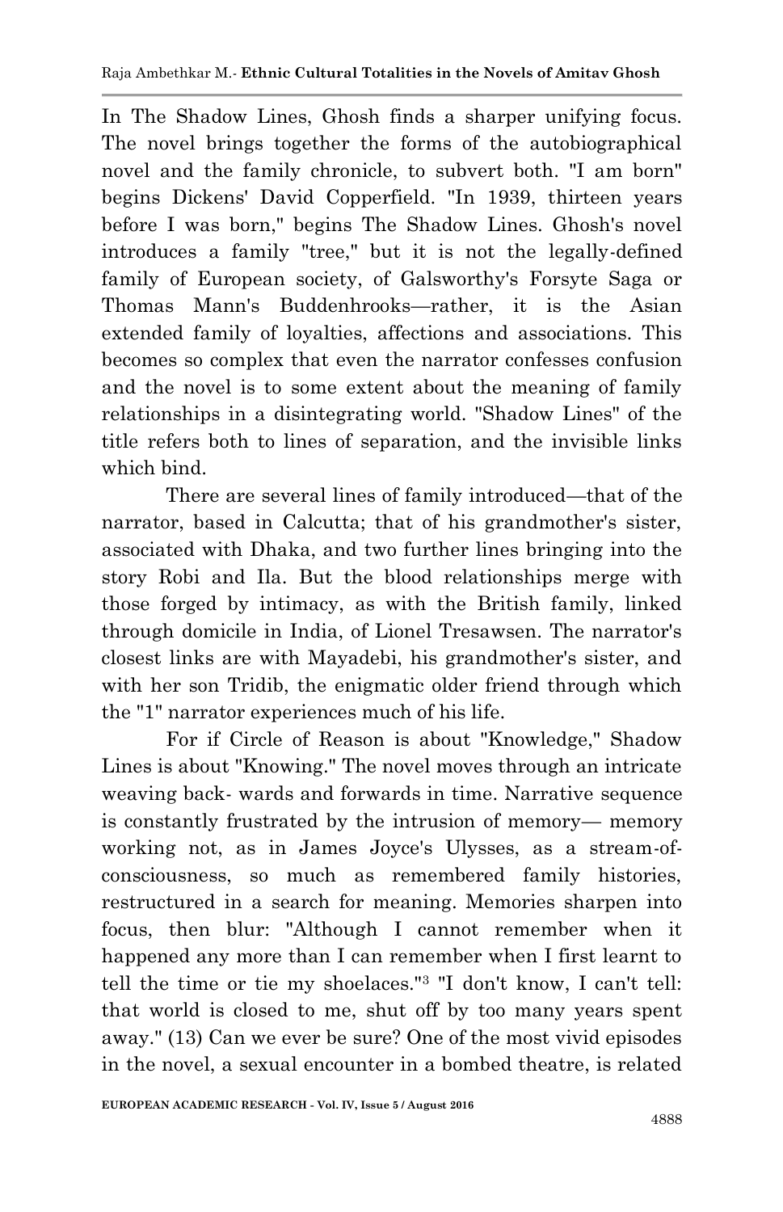In The Shadow Lines, Ghosh finds a sharper unifying focus. The novel brings together the forms of the autobiographical novel and the family chronicle, to subvert both. "I am born" begins Dickens' David Copperfield. "In 1939, thirteen years before I was born," begins The Shadow Lines. Ghosh's novel introduces a family "tree," but it is not the legally-defined family of European society, of Galsworthy's Forsyte Saga or Thomas Mann's Buddenhrooks—rather, it is the Asian extended family of loyalties, affections and associations. This becomes so complex that even the narrator confesses confusion and the novel is to some extent about the meaning of family relationships in a disintegrating world. "Shadow Lines" of the title refers both to lines of separation, and the invisible links which bind.

There are several lines of family introduced—that of the narrator, based in Calcutta; that of his grandmother's sister, associated with Dhaka, and two further lines bringing into the story Robi and Ila. But the blood relationships merge with those forged by intimacy, as with the British family, linked through domicile in India, of Lionel Tresawsen. The narrator's closest links are with Mayadebi, his grandmother's sister, and with her son Tridib, the enigmatic older friend through which the "1" narrator experiences much of his life.

For if Circle of Reason is about "Knowledge," Shadow Lines is about "Knowing." The novel moves through an intricate weaving back- wards and forwards in time. Narrative sequence is constantly frustrated by the intrusion of memory— memory working not, as in James Joyce's Ulysses, as a stream-of-consciousness, so much as remembered family histories, restructured in a search for meaning. Memories sharpen into focus, then blur: "Although I cannot remember when it happened any more than I can remember when I first learnt to tell the time or tie my shoelaces."[3] "I don't know, I can't tell: that world is closed to me, shut off by too many years spent away." (13) Can we ever be sure? One of the most vivid episodes in the novel, a sexual encounter in a bombed theatre, is related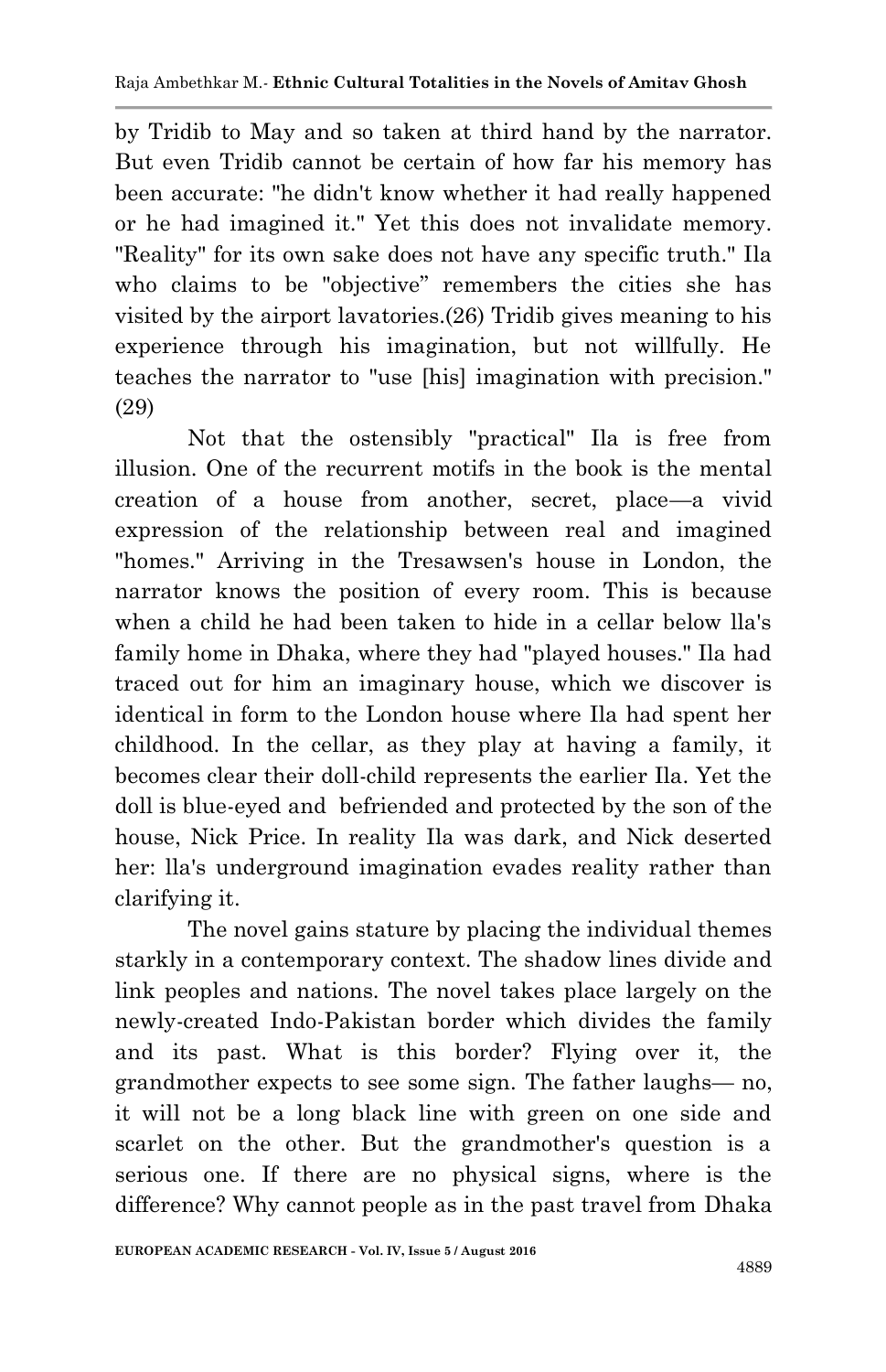by Tridib to May and so taken at third hand by the narrator. But even Tridib cannot be certain of how far his memory has been accurate: "he didn't know whether it had really happened or he had imagined it." Yet this does not invalidate memory. "Reality" for its own sake does not have any specific truth." Ila who claims to be "objective" remembers the cities she has visited by the airport lavatories.(26) Tridib gives meaning to his experience through his imagination, but not willfully. He teaches the narrator to "use [his] imagination with precision." (29)

Not that the ostensibly "practical" Ila is free from illusion. One of the recurrent motifs in the book is the mental creation of a house from another, secret, place—a vivid expression of the relationship between real and imagined "homes." Arriving in the Tresawsen's house in London, the narrator knows the position of every room. This is because when a child he had been taken to hide in a cellar below lla's family home in Dhaka, where they had "played houses." Ila had traced out for him an imaginary house, which we discover is identical in form to the London house where Ila had spent her childhood. In the cellar, as they play at having a family, it becomes clear their doll-child represents the earlier Ila. Yet the doll is blue-eyed and befriended and protected by the son of the house, Nick Price. In reality Ila was dark, and Nick deserted her: lla's underground imagination evades reality rather than clarifying it.

The novel gains stature by placing the individual themes starkly in a contemporary context. The shadow lines divide and link peoples and nations. The novel takes place largely on the newly-created Indo-Pakistan border which divides the family and its past. What is this border? Flying over it, the grandmother expects to see some sign. The father laughs— no, it will not be a long black line with green on one side and scarlet on the other. But the grandmother's question is a serious one. If there are no physical signs, where is the difference? Why cannot people as in the past travel from Dhaka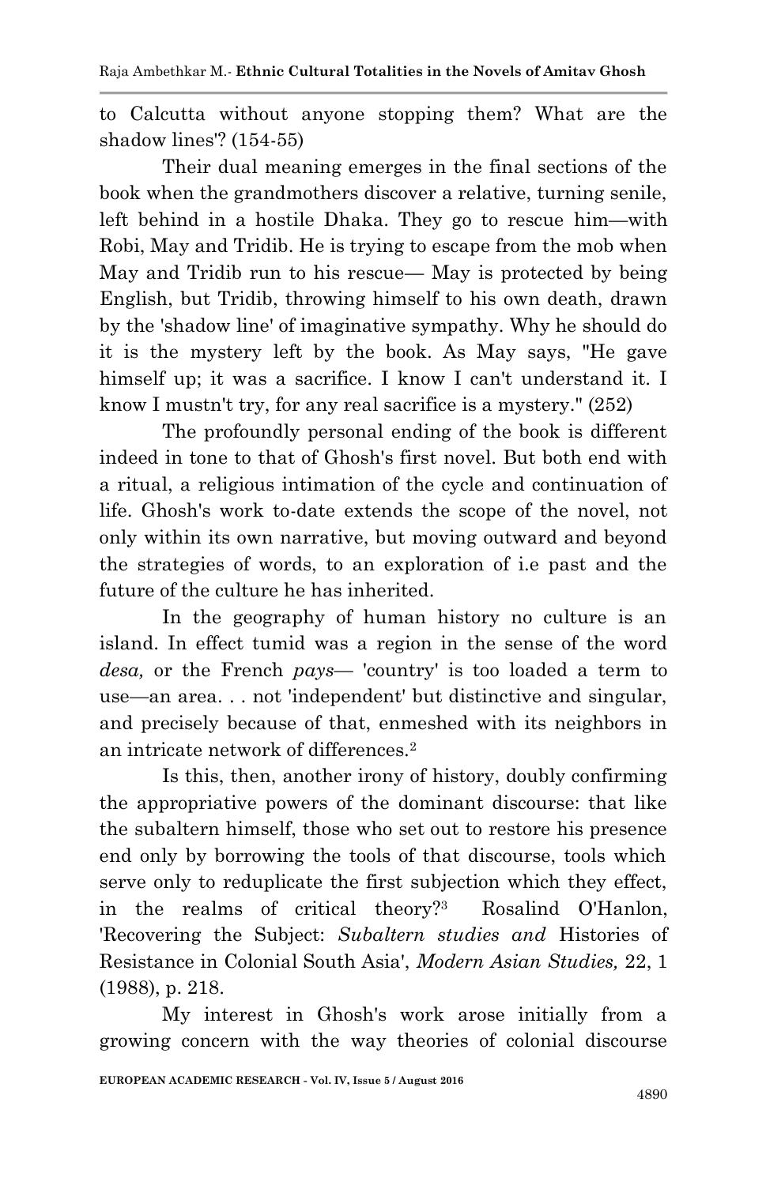to Calcutta without anyone stopping them? What are the shadow lines'? (154-55)

Their dual meaning emerges in the final sections of the book when the grandmothers discover a relative, turning senile, left behind in a hostile Dhaka. They go to rescue him—with Robi, May and Tridib. He is trying to escape from the mob when May and Tridib run to his rescue— May is protected by being English, but Tridib, throwing himself to his own death, drawn by the 'shadow line' of imaginative sympathy. Why he should do it is the mystery left by the book. As May says, "He gave himself up; it was a sacrifice. I know I can't understand it. I know I mustn't try, for any real sacrifice is a mystery." (252)

The profoundly personal ending of the book is different indeed in tone to that of Ghosh's first novel. But both end with a ritual, a religious intimation of the cycle and continuation of life. Ghosh's work to-date extends the scope of the novel, not only within its own narrative, but moving outward and beyond the strategies of words, to an exploration of i.e past and the future of the culture he has inherited.

In the geography of human history no culture is an island. In effect tumid was a region in the sense of the word *desa,* or the French *pays*— 'country' is too loaded a term to use—an area. . . not 'independent' but distinctive and singular, and precisely because of that, enmeshed with its neighbors in an intricate network of differences.[2]

Is this, then, another irony of history, doubly confirming the appropriative powers of the dominant discourse: that like the subaltern himself, those who set out to restore his presence end only by borrowing the tools of that discourse, tools which serve only to reduplicate the first subjection which they effect, in the realms of critical theory?[3] Rosalind O'Hanlon, 'Recovering the Subject: *Subaltern studies and* Histories of Resistance in Colonial South Asia', *Modern Asian Studies,* 22, 1 (1988), p. 218.

My interest in Ghosh's work arose initially from a growing concern with the way theories of colonial discourse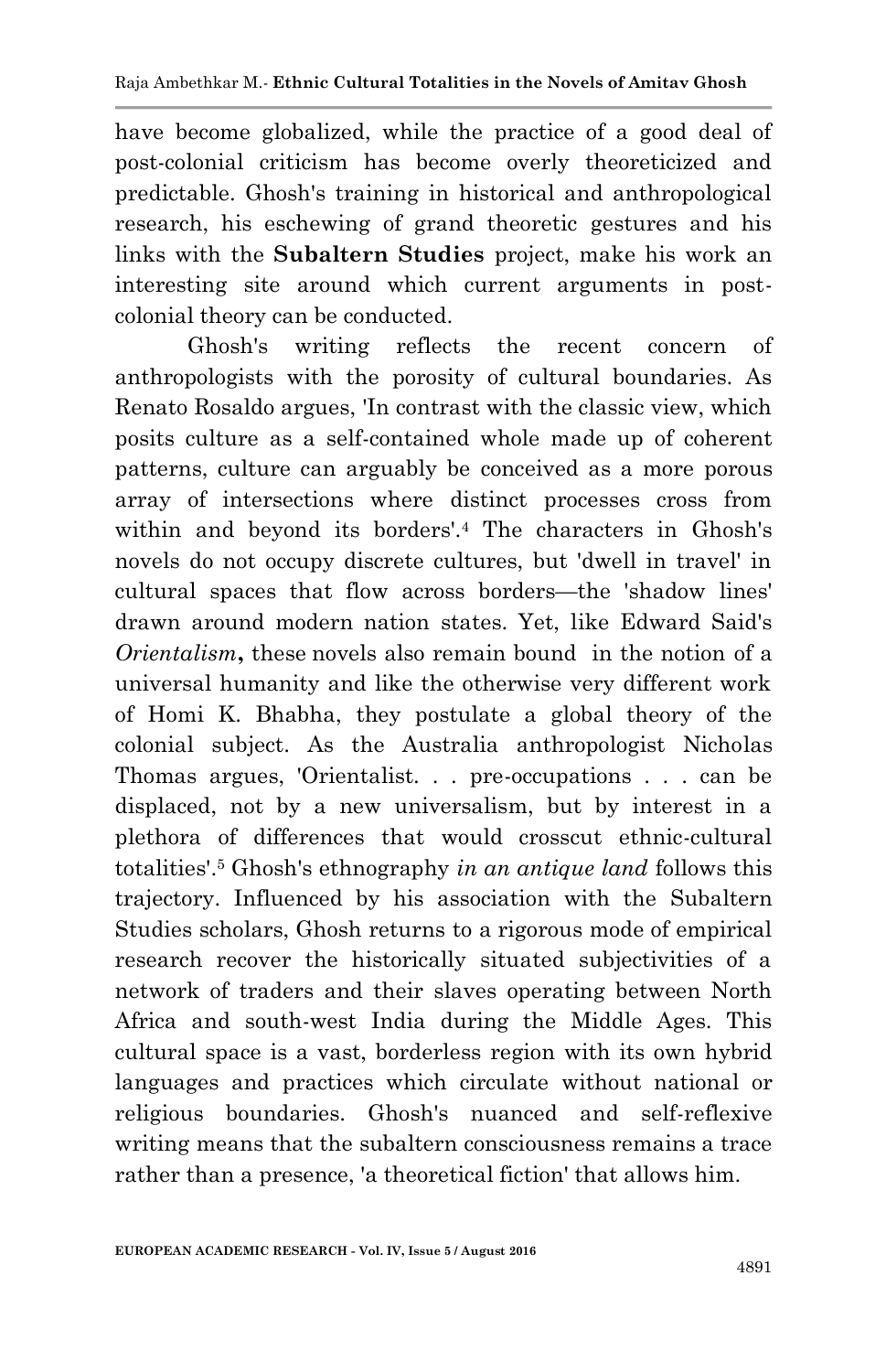have become globalized, while the practice of a good deal of post-colonial criticism has become overly theoreticized and predictable. Ghosh's training in historical and anthropological research, his eschewing of grand theoretic gestures and his links with the **Subaltern Studies** project, make his work an interesting site around which current arguments in post-colonial theory can be conducted.

Ghosh's writing reflects the recent concern of anthropologists with the porosity of cultural boundaries. As Renato Rosaldo argues, 'In contrast with the classic view, which posits culture as a self-contained whole made up of coherent patterns, culture can arguably be conceived as a more porous array of intersections where distinct processes cross from within and beyond its borders'.[4] The characters in Ghosh's novels do not occupy discrete cultures, but 'dwell in travel' in cultural spaces that flow across borders—the 'shadow lines' drawn around modern nation states. Yet, like Edward Said's *Orientalism***,** these novels also remain bound in the notion of a universal humanity and like the otherwise very different work of Homi K. Bhabha, they postulate a global theory of the colonial subject. As the Australia anthropologist Nicholas Thomas argues, 'Orientalist. . . pre-occupations . . . can be displaced, not by a new universalism, but by interest in a plethora of differences that would crosscut ethnic-cultural totalities'.[5] Ghosh's ethnography *in an antique land* follows this trajectory. Influenced by his association with the Subaltern Studies scholars, Ghosh returns to a rigorous mode of empirical research recover the historically situated subjectivities of a network of traders and their slaves operating between North Africa and south-west India during the Middle Ages. This cultural space is a vast, borderless region with its own hybrid languages and practices which circulate without national or religious boundaries. Ghosh's nuanced and self-reflexive writing means that the subaltern consciousness remains a trace rather than a presence, 'a theoretical fiction' that allows him.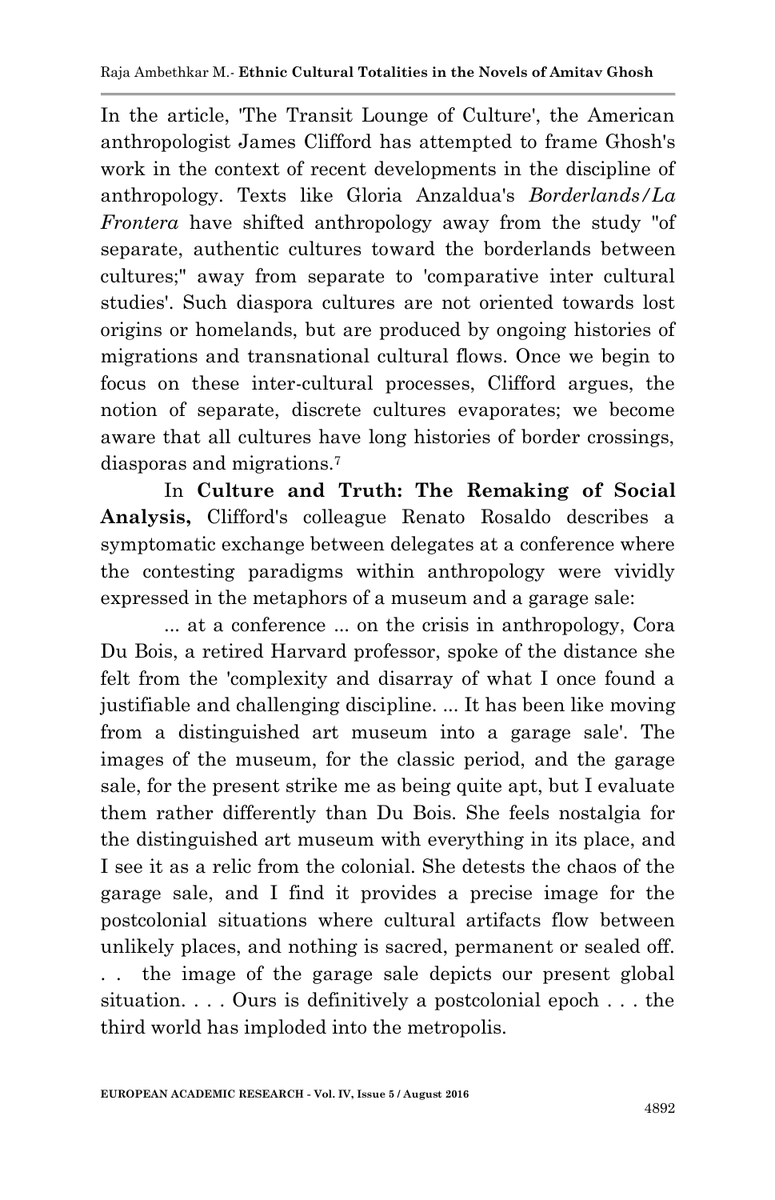In the article, 'The Transit Lounge of Culture', the American anthropologist James Clifford has attempted to frame Ghosh's work in the context of recent developments in the discipline of anthropology. Texts like Gloria Anzaldua's *Borderlands/La Frontera* have shifted anthropology away from the study "of separate, authentic cultures toward the borderlands between cultures;" away from separate to 'comparative inter cultural studies'. Such diaspora cultures are not oriented towards lost origins or homelands, but are produced by ongoing histories of migrations and transnational cultural flows. Once we begin to focus on these inter-cultural processes, Clifford argues, the notion of separate, discrete cultures evaporates; we become aware that all cultures have long histories of border crossings, diasporas and migrations.[7]

In **Culture and Truth: The Remaking of Social Analysis,** Clifford's colleague Renato Rosaldo describes a symptomatic exchange between delegates at a conference where the contesting paradigms within anthropology were vividly expressed in the metaphors of a museum and a garage sale:

... at a conference ... on the crisis in anthropology, Cora Du Bois, a retired Harvard professor, spoke of the distance she felt from the 'complexity and disarray of what I once found a justifiable and challenging discipline. ... It has been like moving from a distinguished art museum into a garage sale'. The images of the museum, for the classic period, and the garage sale, for the present strike me as being quite apt, but I evaluate them rather differently than Du Bois. She feels nostalgia for the distinguished art museum with everything in its place, and I see it as a relic from the colonial. She detests the chaos of the garage sale, and I find it provides a precise image for the postcolonial situations where cultural artifacts flow between unlikely places, and nothing is sacred, permanent or sealed off. . . the image of the garage sale depicts our present global situation. . . . Ours is definitively a postcolonial epoch . . . the third world has imploded into the metropolis.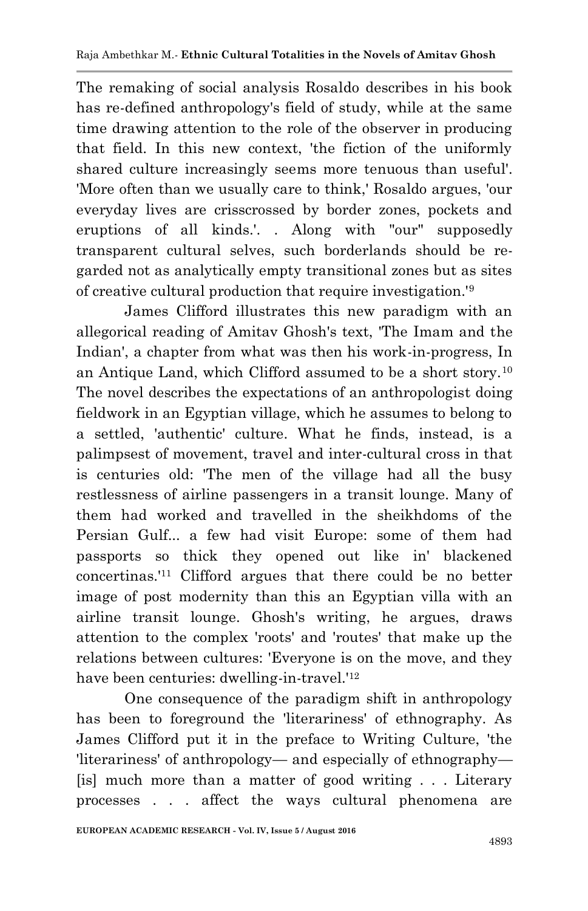The remaking of social analysis Rosaldo describes in his book has re-defined anthropology's field of study, while at the same time drawing attention to the role of the observer in producing that field. In this new context, 'the fiction of the uniformly shared culture increasingly seems more tenuous than useful'. 'More often than we usually care to think,' Rosaldo argues, 'our everyday lives are crisscrossed by border zones, pockets and eruptions of all kinds.'. . Along with "our" supposedly transparent cultural selves, such borderlands should be re-garded not as analytically empty transitional zones but as sites of creative cultural production that require investigation.'[9]

James Clifford illustrates this new paradigm with an allegorical reading of Amitav Ghosh's text, 'The Imam and the Indian', a chapter from what was then his work-in-progress, In an Antique Land, which Clifford assumed to be a short story.[10] The novel describes the expectations of an anthropologist doing fieldwork in an Egyptian village, which he assumes to belong to a settled, 'authentic' culture. What he finds, instead, is a palimpsest of movement, travel and inter-cultural cross in that is centuries old: 'The men of the village had all the busy restlessness of airline passengers in a transit lounge. Many of them had worked and travelled in the sheikhdoms of the Persian Gulf... a few had visit Europe: some of them had passports so thick they opened out like in' blackened concertinas.'[11] Clifford argues that there could be no better image of post modernity than this an Egyptian villa with an airline transit lounge. Ghosh's writing, he argues, draws attention to the complex 'roots' and 'routes' that make up the relations between cultures: 'Everyone is on the move, and they have been centuries: dwelling-in-travel.'[12]

One consequence of the paradigm shift in anthropology has been to foreground the 'literariness' of ethnography. As James Clifford put it in the preface to Writing Culture, 'the 'literariness' of anthropology— and especially of ethnography— [is] much more than a matter of good writing . . . Literary processes . . . affect the ways cultural phenomena are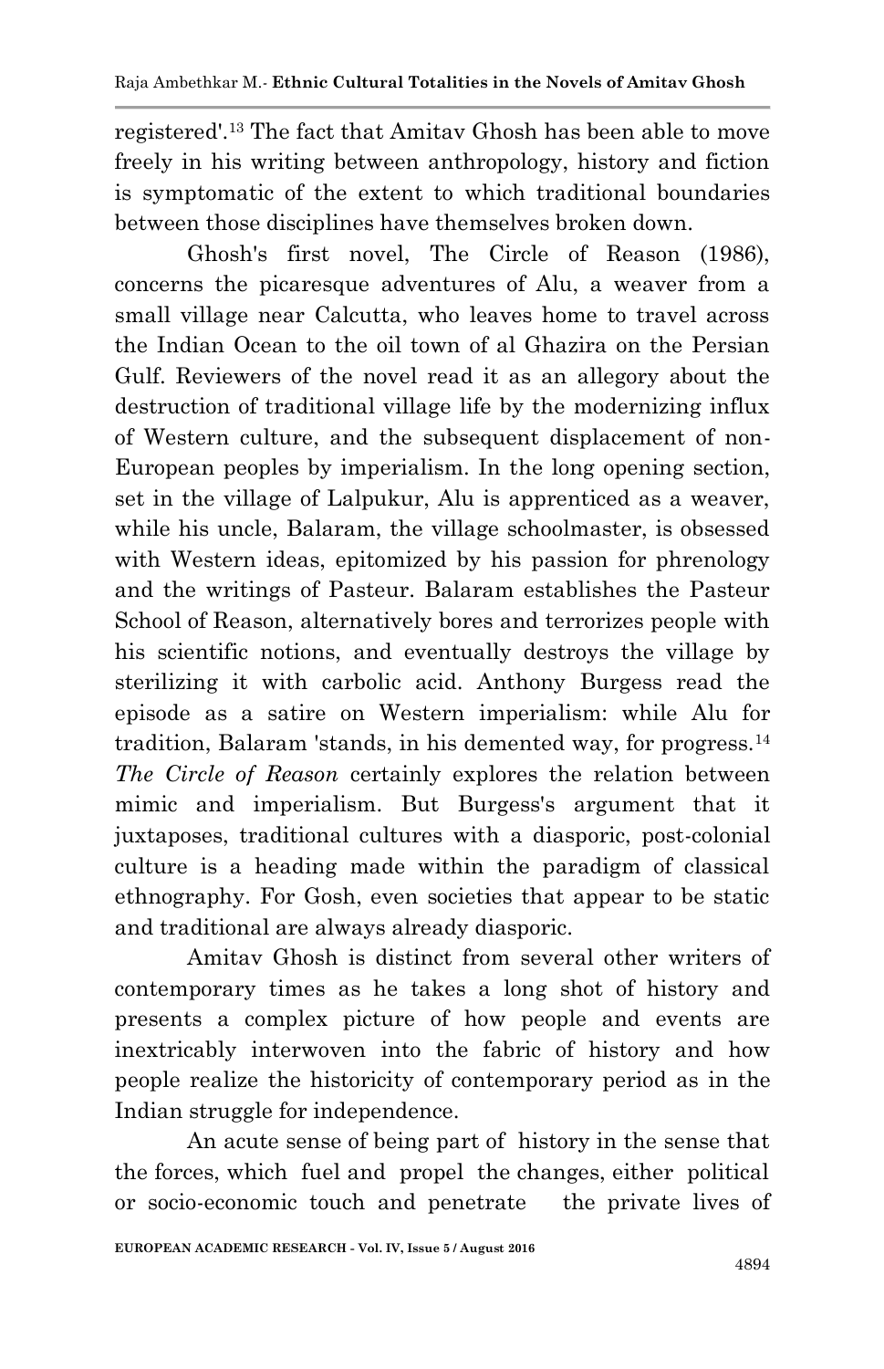registered'.[13] The fact that Amitav Ghosh has been able to move freely in his writing between anthropology, history and fiction is symptomatic of the extent to which traditional boundaries between those disciplines have themselves broken down.

Ghosh's first novel, The Circle of Reason (1986), concerns the picaresque adventures of Alu, a weaver from a small village near Calcutta, who leaves home to travel across the Indian Ocean to the oil town of al Ghazira on the Persian Gulf. Reviewers of the novel read it as an allegory about the destruction of traditional village life by the modernizing influx of Western culture, and the subsequent displacement of non-European peoples by imperialism. In the long opening section, set in the village of Lalpukur, Alu is apprenticed as a weaver, while his uncle, Balaram, the village schoolmaster, is obsessed with Western ideas, epitomized by his passion for phrenology and the writings of Pasteur. Balaram establishes the Pasteur School of Reason, alternatively bores and terrorizes people with his scientific notions, and eventually destroys the village by sterilizing it with carbolic acid. Anthony Burgess read the episode as a satire on Western imperialism: while Alu for tradition, Balaram 'stands, in his demented way, for progress.[14] *The Circle of Reason* certainly explores the relation between mimic and imperialism. But Burgess's argument that it juxtaposes, traditional cultures with a diasporic, post-colonial culture is a heading made within the paradigm of classical ethnography. For Gosh, even societies that appear to be static and traditional are always already diasporic.

Amitav Ghosh is distinct from several other writers of contemporary times as he takes a long shot of history and presents a complex picture of how people and events are inextricably interwoven into the fabric of history and how people realize the historicity of contemporary period as in the Indian struggle for independence.

An acute sense of being part of history in the sense that the forces, which fuel and propel the changes, either political or socio-economic touch and penetrate the private lives of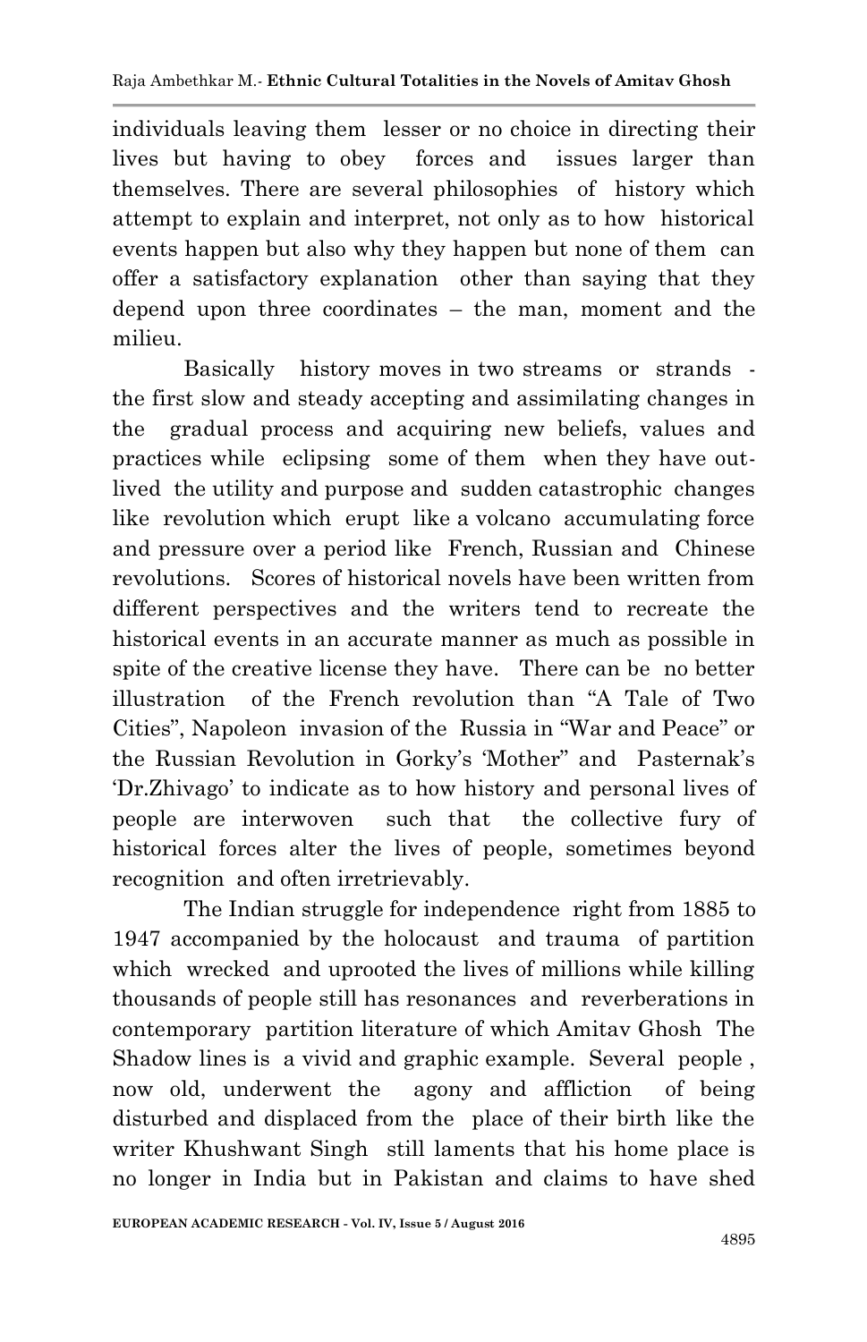individuals leaving them lesser or no choice in directing their lives but having to obey forces and issues larger than themselves. There are several philosophies of history which attempt to explain and interpret, not only as to how historical events happen but also why they happen but none of them can offer a satisfactory explanation other than saying that they depend upon three coordinates – the man, moment and the milieu.

Basically history moves in two streams or strands - the first slow and steady accepting and assimilating changes in the gradual process and acquiring new beliefs, values and practices while eclipsing some of them when they have out-lived the utility and purpose and sudden catastrophic changes like revolution which erupt like a volcano accumulating force and pressure over a period like French, Russian and Chinese revolutions. Scores of historical novels have been written from different perspectives and the writers tend to recreate the historical events in an accurate manner as much as possible in spite of the creative license they have. There can be no better illustration of the French revolution than "A Tale of Two Cities", Napoleon invasion of the Russia in "War and Peace" or the Russian Revolution in Gorky's 'Mother" and Pasternak's 'Dr.Zhivago' to indicate as to how history and personal lives of people are interwoven such that the collective fury of historical forces alter the lives of people, sometimes beyond recognition and often irretrievably.

The Indian struggle for independence right from 1885 to 1947 accompanied by the holocaust and trauma of partition which wrecked and uprooted the lives of millions while killing thousands of people still has resonances and reverberations in contemporary partition literature of which Amitav Ghosh The Shadow lines is a vivid and graphic example. Several people , now old, underwent the agony and affliction of being disturbed and displaced from the place of their birth like the writer Khushwant Singh still laments that his home place is no longer in India but in Pakistan and claims to have shed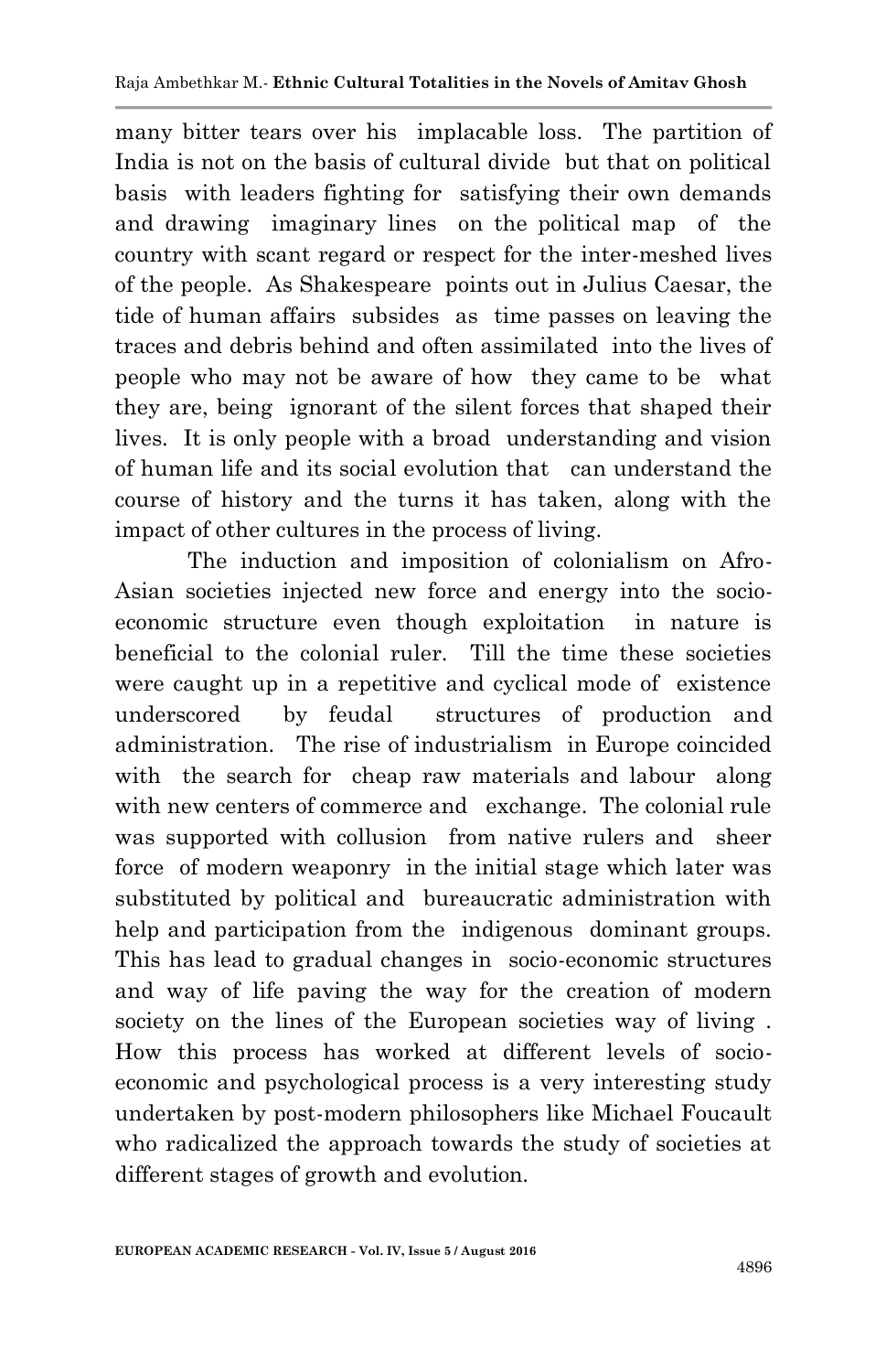many bitter tears over his implacable loss. The partition of India is not on the basis of cultural divide but that on political basis with leaders fighting for satisfying their own demands and drawing imaginary lines on the political map of the country with scant regard or respect for the inter-meshed lives of the people. As Shakespeare points out in Julius Caesar, the tide of human affairs subsides as time passes on leaving the traces and debris behind and often assimilated into the lives of people who may not be aware of how they came to be what they are, being ignorant of the silent forces that shaped their lives. It is only people with a broad understanding and vision of human life and its social evolution that can understand the course of history and the turns it has taken, along with the impact of other cultures in the process of living.

The induction and imposition of colonialism on Afro-Asian societies injected new force and energy into the socio-economic structure even though exploitation in nature is beneficial to the colonial ruler. Till the time these societies were caught up in a repetitive and cyclical mode of existence underscored by feudal structures of production and administration. The rise of industrialism in Europe coincided with the search for cheap raw materials and labour along with new centers of commerce and exchange. The colonial rule was supported with collusion from native rulers and sheer force of modern weaponry in the initial stage which later was substituted by political and bureaucratic administration with help and participation from the indigenous dominant groups. This has lead to gradual changes in socio-economic structures and way of life paving the way for the creation of modern society on the lines of the European societies way of living . How this process has worked at different levels of socio-economic and psychological process is a very interesting study undertaken by post-modern philosophers like Michael Foucault who radicalized the approach towards the study of societies at different stages of growth and evolution.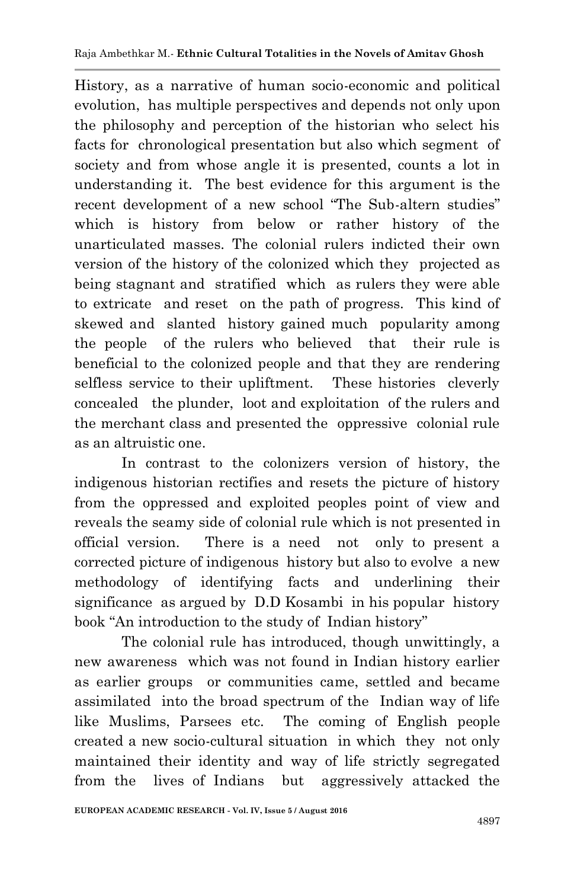History, as a narrative of human socio-economic and political evolution, has multiple perspectives and depends not only upon the philosophy and perception of the historian who select his facts for chronological presentation but also which segment of society and from whose angle it is presented, counts a lot in understanding it. The best evidence for this argument is the recent development of a new school "The Sub-altern studies" which is history from below or rather history of the unarticulated masses. The colonial rulers indicted their own version of the history of the colonized which they projected as being stagnant and stratified which as rulers they were able to extricate and reset on the path of progress. This kind of skewed and slanted history gained much popularity among the people of the rulers who believed that their rule is beneficial to the colonized people and that they are rendering selfless service to their upliftment. These histories cleverly concealed the plunder, loot and exploitation of the rulers and the merchant class and presented the oppressive colonial rule as an altruistic one.

In contrast to the colonizers version of history, the indigenous historian rectifies and resets the picture of history from the oppressed and exploited peoples point of view and reveals the seamy side of colonial rule which is not presented in official version. There is a need not only to present a corrected picture of indigenous history but also to evolve a new methodology of identifying facts and underlining their significance as argued by D.D Kosambi in his popular history book "An introduction to the study of Indian history"

The colonial rule has introduced, though unwittingly, a new awareness which was not found in Indian history earlier as earlier groups or communities came, settled and became assimilated into the broad spectrum of the Indian way of life like Muslims, Parsees etc. The coming of English people created a new socio-cultural situation in which they not only maintained their identity and way of life strictly segregated from the lives of Indians but aggressively attacked the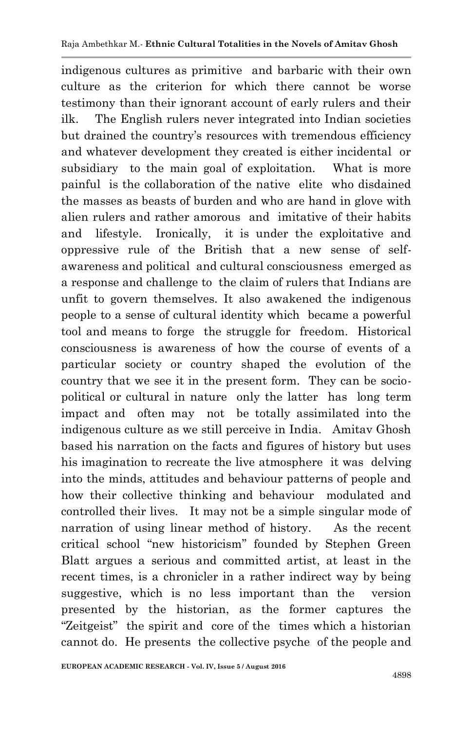indigenous cultures as primitive and barbaric with their own culture as the criterion for which there cannot be worse testimony than their ignorant account of early rulers and their ilk. The English rulers never integrated into Indian societies but drained the country's resources with tremendous efficiency and whatever development they created is either incidental or subsidiary to the main goal of exploitation. What is more painful is the collaboration of the native elite who disdained the masses as beasts of burden and who are hand in glove with alien rulers and rather amorous and imitative of their habits and lifestyle. Ironically, it is under the exploitative and oppressive rule of the British that a new sense of self-awareness and political and cultural consciousness emerged as a response and challenge to the claim of rulers that Indians are unfit to govern themselves. It also awakened the indigenous people to a sense of cultural identity which became a powerful tool and means to forge the struggle for freedom. Historical consciousness is awareness of how the course of events of a particular society or country shaped the evolution of the country that we see it in the present form. They can be socio-political or cultural in nature only the latter has long term impact and often may not be totally assimilated into the indigenous culture as we still perceive in India. Amitav Ghosh based his narration on the facts and figures of history but uses his imagination to recreate the live atmosphere it was delving into the minds, attitudes and behaviour patterns of people and how their collective thinking and behaviour modulated and controlled their lives. It may not be a simple singular mode of narration of using linear method of history. As the recent critical school "new historicism" founded by Stephen Green Blatt argues a serious and committed artist, at least in the recent times, is a chronicler in a rather indirect way by being suggestive, which is no less important than the version presented by the historian, as the former captures the "Zeitgeist" the spirit and core of the times which a historian cannot do. He presents the collective psyche of the people and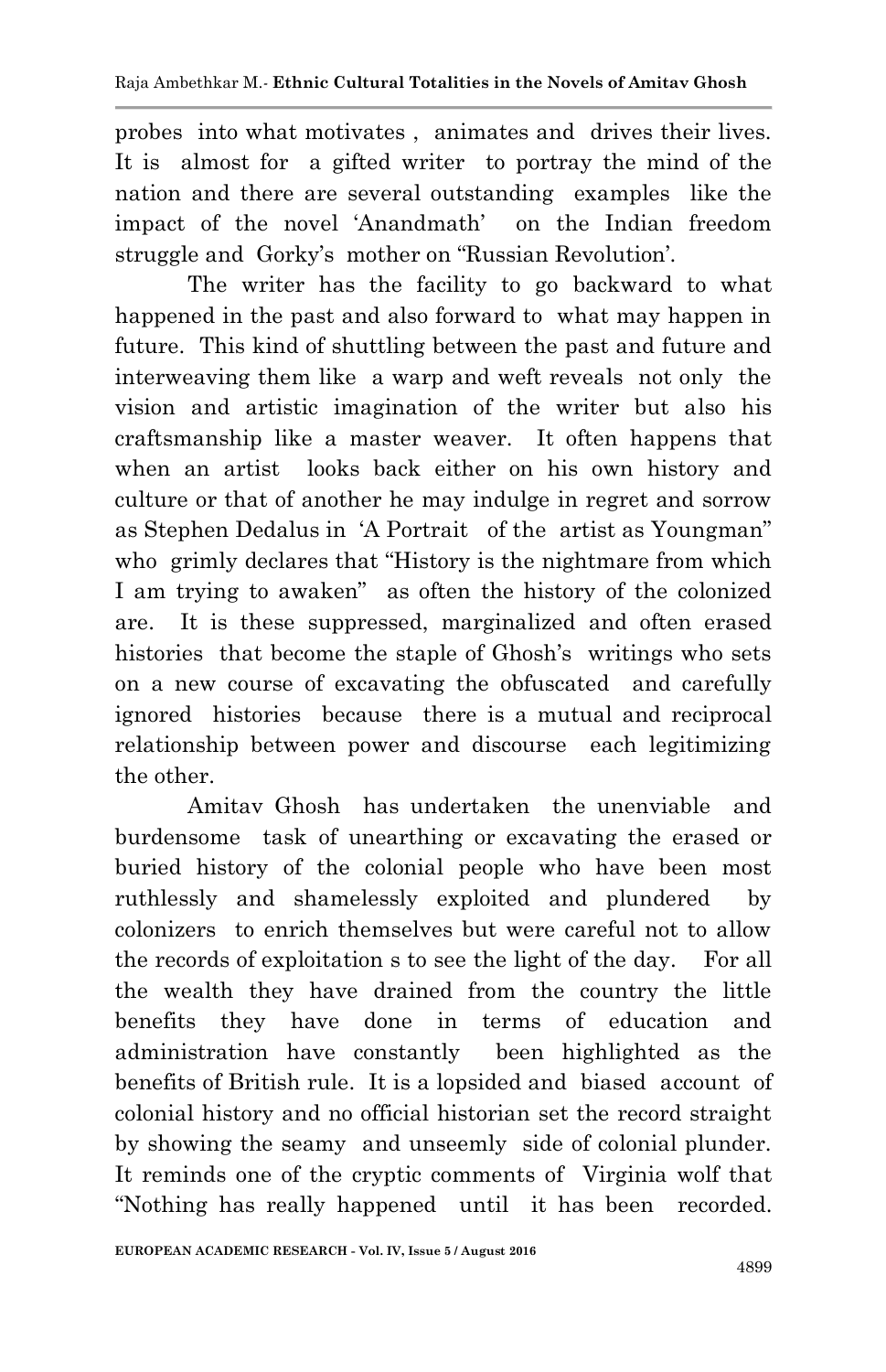probes into what motivates , animates and drives their lives. It is almost for a gifted writer to portray the mind of the nation and there are several outstanding examples like the impact of the novel 'Anandmath' on the Indian freedom struggle and Gorky's mother on "Russian Revolution'.

The writer has the facility to go backward to what happened in the past and also forward to what may happen in future. This kind of shuttling between the past and future and interweaving them like a warp and weft reveals not only the vision and artistic imagination of the writer but also his craftsmanship like a master weaver. It often happens that when an artist looks back either on his own history and culture or that of another he may indulge in regret and sorrow as Stephen Dedalus in 'A Portrait of the artist as Youngman" who grimly declares that "History is the nightmare from which I am trying to awaken" as often the history of the colonized are. It is these suppressed, marginalized and often erased histories that become the staple of Ghosh's writings who sets on a new course of excavating the obfuscated and carefully ignored histories because there is a mutual and reciprocal relationship between power and discourse each legitimizing the other.

Amitav Ghosh has undertaken the unenviable and burdensome task of unearthing or excavating the erased or buried history of the colonial people who have been most ruthlessly and shamelessly exploited and plundered by colonizers to enrich themselves but were careful not to allow the records of exploitation s to see the light of the day. For all the wealth they have drained from the country the little benefits they have done in terms of education and administration have constantly been highlighted as the benefits of British rule. It is a lopsided and biased account of colonial history and no official historian set the record straight by showing the seamy and unseemly side of colonial plunder. It reminds one of the cryptic comments of Virginia wolf that "Nothing has really happened until it has been recorded.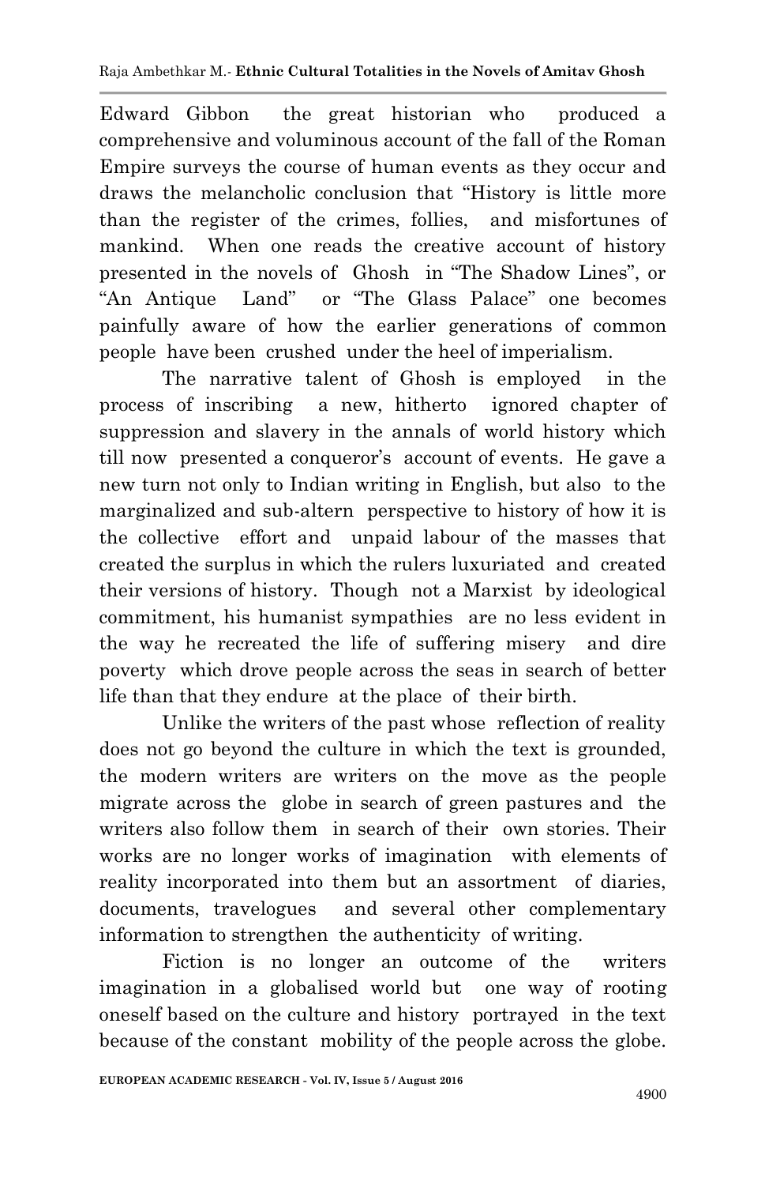Edward Gibbon the great historian who produced a comprehensive and voluminous account of the fall of the Roman Empire surveys the course of human events as they occur and draws the melancholic conclusion that "History is little more than the register of the crimes, follies, and misfortunes of mankind. When one reads the creative account of history presented in the novels of Ghosh in "The Shadow Lines", or "An Antique Land" or "The Glass Palace" one becomes painfully aware of how the earlier generations of common people have been crushed under the heel of imperialism.

The narrative talent of Ghosh is employed in the process of inscribing a new, hitherto ignored chapter of suppression and slavery in the annals of world history which till now presented a conqueror's account of events. He gave a new turn not only to Indian writing in English, but also to the marginalized and sub-altern perspective to history of how it is the collective effort and unpaid labour of the masses that created the surplus in which the rulers luxuriated and created their versions of history. Though not a Marxist by ideological commitment, his humanist sympathies are no less evident in the way he recreated the life of suffering misery and dire poverty which drove people across the seas in search of better life than that they endure at the place of their birth.

Unlike the writers of the past whose reflection of reality does not go beyond the culture in which the text is grounded, the modern writers are writers on the move as the people migrate across the globe in search of green pastures and the writers also follow them in search of their own stories. Their works are no longer works of imagination with elements of reality incorporated into them but an assortment of diaries, documents, travelogues and several other complementary information to strengthen the authenticity of writing.

Fiction is no longer an outcome of the writers imagination in a globalised world but one way of rooting oneself based on the culture and history portrayed in the text because of the constant mobility of the people across the globe.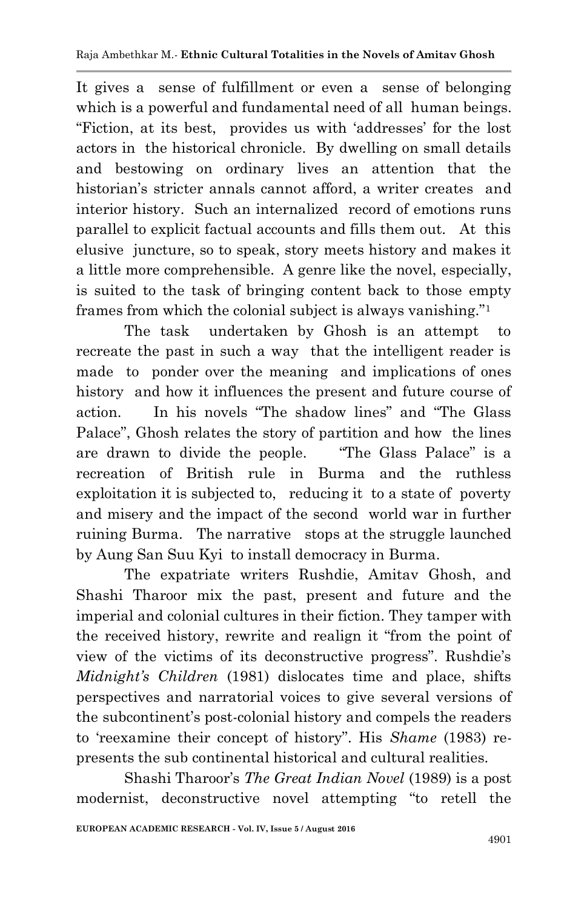It gives a sense of fulfillment or even a sense of belonging which is a powerful and fundamental need of all human beings. "Fiction, at its best, provides us with 'addresses' for the lost actors in the historical chronicle. By dwelling on small details and bestowing on ordinary lives an attention that the historian's stricter annals cannot afford, a writer creates and interior history. Such an internalized record of emotions runs parallel to explicit factual accounts and fills them out. At this elusive juncture, so to speak, story meets history and makes it a little more comprehensible. A genre like the novel, especially, is suited to the task of bringing content back to those empty frames from which the colonial subject is always vanishing."[1]

The task undertaken by Ghosh is an attempt to recreate the past in such a way that the intelligent reader is made to ponder over the meaning and implications of ones history and how it influences the present and future course of action. In his novels "The shadow lines" and "The Glass Palace", Ghosh relates the story of partition and how the lines are drawn to divide the people. "The Glass Palace" is a recreation of British rule in Burma and the ruthless exploitation it is subjected to, reducing it to a state of poverty and misery and the impact of the second world war in further ruining Burma. The narrative stops at the struggle launched by Aung San Suu Kyi to install democracy in Burma.

The expatriate writers Rushdie, Amitav Ghosh, and Shashi Tharoor mix the past, present and future and the imperial and colonial cultures in their fiction. They tamper with the received history, rewrite and realign it "from the point of view of the victims of its deconstructive progress". Rushdie's *Midnight's Children* (1981) dislocates time and place, shifts perspectives and narratorial voices to give several versions of the subcontinent's post-colonial history and compels the readers to 'reexamine their concept of history". His *Shame* (1983) re-presents the sub continental historical and cultural realities.

Shashi Tharoor's *The Great Indian Novel* (1989) is a post modernist, deconstructive novel attempting "to retell the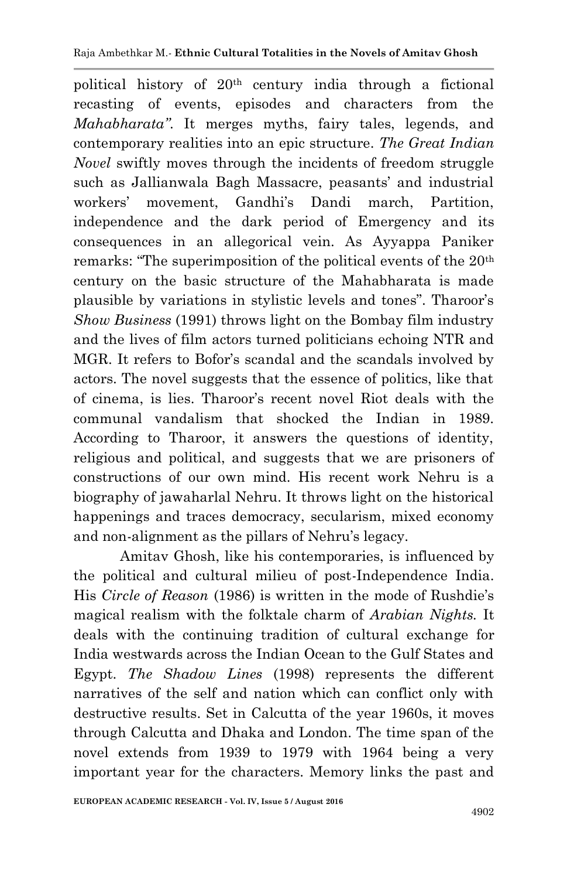political history of 20th century india through a fictional recasting of events, episodes and characters from the *Mahabharata"*. It merges myths, fairy tales, legends, and contemporary realities into an epic structure. *The Great Indian Novel* swiftly moves through the incidents of freedom struggle such as Jallianwala Bagh Massacre, peasants' and industrial workers' movement, Gandhi's Dandi march, Partition, independence and the dark period of Emergency and its consequences in an allegorical vein. As Ayyappa Paniker remarks: "The superimposition of the political events of the 20th century on the basic structure of the Mahabharata is made plausible by variations in stylistic levels and tones". Tharoor's *Show Business* (1991) throws light on the Bombay film industry and the lives of film actors turned politicians echoing NTR and MGR. It refers to Bofor's scandal and the scandals involved by actors. The novel suggests that the essence of politics, like that of cinema, is lies. Tharoor's recent novel Riot deals with the communal vandalism that shocked the Indian in 1989. According to Tharoor, it answers the questions of identity, religious and political, and suggests that we are prisoners of constructions of our own mind. His recent work Nehru is a biography of jawaharlal Nehru. It throws light on the historical happenings and traces democracy, secularism, mixed economy and non-alignment as the pillars of Nehru's legacy.

Amitav Ghosh, like his contemporaries, is influenced by the political and cultural milieu of post-Independence India. His *Circle of Reason* (1986) is written in the mode of Rushdie's magical realism with the folktale charm of *Arabian Nights*. It deals with the continuing tradition of cultural exchange for India westwards across the Indian Ocean to the Gulf States and Egypt. *The Shadow Lines* (1998) represents the different narratives of the self and nation which can conflict only with destructive results. Set in Calcutta of the year 1960s, it moves through Calcutta and Dhaka and London. The time span of the novel extends from 1939 to 1979 with 1964 being a very important year for the characters. Memory links the past and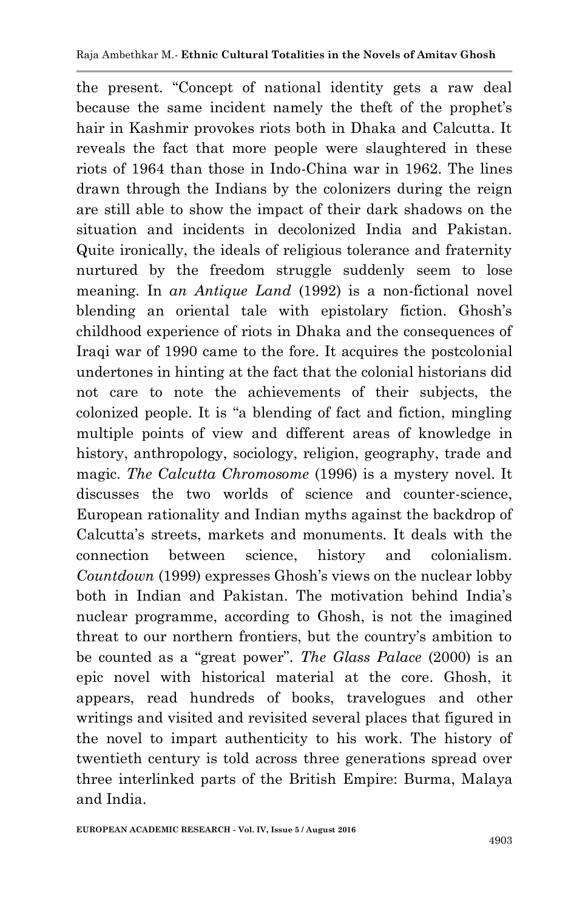the present. “Concept of national identity gets a raw deal because the same incident namely the theft of the prophet’s hair in Kashmir provokes riots both in Dhaka and Calcutta. It reveals the fact that more people were slaughtered in these riots of 1964 than those in Indo-China war in 1962. The lines drawn through the Indians by the colonizers during the reign are still able to show the impact of their dark shadows on the situation and incidents in decolonized India and Pakistan. Quite ironically, the ideals of religious tolerance and fraternity nurtured by the freedom struggle suddenly seem to lose meaning. In *an Antique Land* (1992) is a non-fictional novel blending an oriental tale with epistolary fiction. Ghosh’s childhood experience of riots in Dhaka and the consequences of Iraqi war of 1990 came to the fore. It acquires the postcolonial undertones in hinting at the fact that the colonial historians did not care to note the achievements of their subjects, the colonized people. It is “a blending of fact and fiction, mingling multiple points of view and different areas of knowledge in history, anthropology, sociology, religion, geography, trade and magic. *The Calcutta Chromosome* (1996) is a mystery novel. It discusses the two worlds of science and counter-science, European rationality and Indian myths against the backdrop of Calcutta’s streets, markets and monuments. It deals with the connection between science, history and colonialism. *Countdown* (1999) expresses Ghosh’s views on the nuclear lobby both in Indian and Pakistan. The motivation behind India’s nuclear programme, according to Ghosh, is not the imagined threat to our northern frontiers, but the country’s ambition to be counted as a “great power”. *The Glass Palace* (2000) is an epic novel with historical material at the core. Ghosh, it appears, read hundreds of books, travelogues and other writings and visited and revisited several places that figured in the novel to impart authenticity to his work. The history of twentieth century is told across three generations spread over three interlinked parts of the British Empire: Burma, Malaya and India.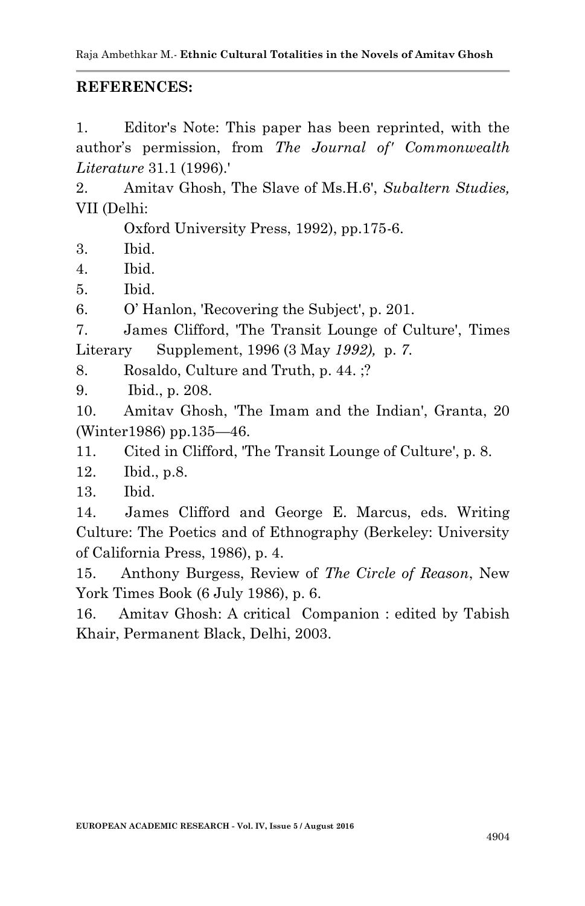**REFERENCES:**

1. Editor's Note: This paper has been reprinted, with the author's permission, from *The Journal of' Commonwealth Literature* 31.1 (1996).'
2. Amitav Ghosh, The Slave of Ms.H.6', *Subaltern Studies,* VII (Delhi: Oxford University Press, 1992), pp.175-6.
3. Ibid.
4. Ibid.
5. Ibid.
6. O' Hanlon, 'Recovering the Subject', p. 201.
7. James Clifford, 'The Transit Lounge of Culture', Times Literary Supplement, 1996 (3 May *1992),* p. *7.*
8. Rosaldo, Culture and Truth, p. 44. ;?
9. Ibid., p. 208.
10. Amitav Ghosh, 'The Imam and the Indian', Granta, 20 (Winter1986) pp.135—46.
11. Cited in Clifford, 'The Transit Lounge of Culture', p. 8.
12. Ibid., p.8.
13. Ibid.
14. James Clifford and George E. Marcus, eds. Writing Culture: The Poetics and of Ethnography (Berkeley: University of California Press, 1986), p. 4.
15. Anthony Burgess, Review of *The Circle of Reason*, New York Times Book (6 July 1986), p. 6.
16. Amitav Ghosh: A critical Companion : edited by Tabish Khair, Permanent Black, Delhi, 2003.